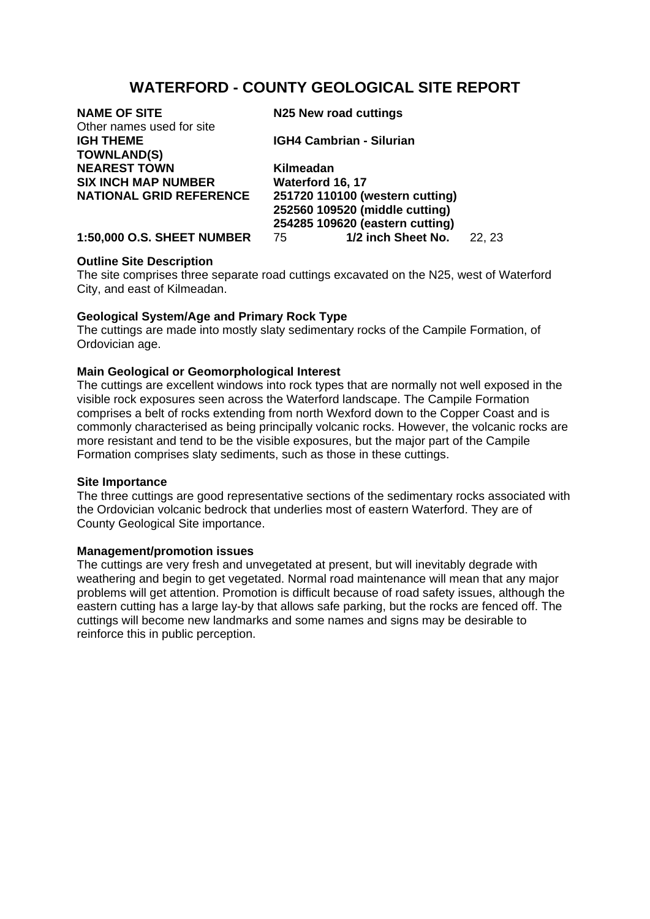# WATERFORD - COUNTY GEOLOGICAL SITE REPORT

| | |
|---|---|
| **NAME OF SITE** | **N25 New road cuttings** |
| Other names used for site | |
| **IGH THEME** | **IGH4 Cambrian - Silurian** |
| **TOWNLAND(S)** | |
| **NEAREST TOWN** | **Kilmeadan** |
| **SIX INCH MAP NUMBER** | **Waterford 16, 17** |
| **NATIONAL GRID REFERENCE** | **251720 110100 (western cutting)**<br>**252560 109520 (middle cutting)**<br>**254285 109620 (eastern cutting)** |
| **1:50,000 O.S. SHEET NUMBER** | 75 **1/2 inch Sheet No.** 22, 23 |

**Outline Site Description**

The site comprises three separate road cuttings excavated on the N25, west of Waterford City, and east of Kilmeadan.

**Geological System/Age and Primary Rock Type**

The cuttings are made into mostly slaty sedimentary rocks of the Campile Formation, of Ordovician age.

**Main Geological or Geomorphological Interest**

The cuttings are excellent windows into rock types that are normally not well exposed in the visible rock exposures seen across the Waterford landscape. The Campile Formation comprises a belt of rocks extending from north Wexford down to the Copper Coast and is commonly characterised as being principally volcanic rocks. However, the volcanic rocks are more resistant and tend to be the visible exposures, but the major part of the Campile Formation comprises slaty sediments, such as those in these cuttings.

**Site Importance**

The three cuttings are good representative sections of the sedimentary rocks associated with the Ordovician volcanic bedrock that underlies most of eastern Waterford. They are of County Geological Site importance.

**Management/promotion issues**

The cuttings are very fresh and unvegetated at present, but will inevitably degrade with weathering and begin to get vegetated. Normal road maintenance will mean that any major problems will get attention. Promotion is difficult because of road safety issues, although the eastern cutting has a large lay-by that allows safe parking, but the rocks are fenced off. The cuttings will become new landmarks and some names and signs may be desirable to reinforce this in public perception.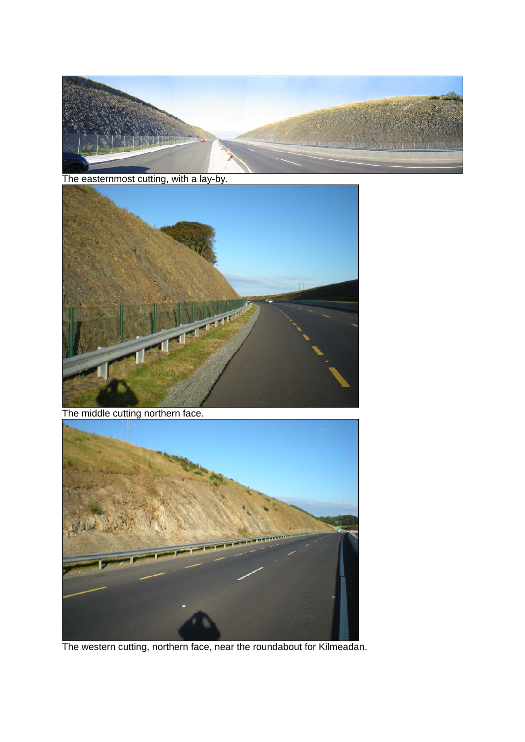The easternmost cutting, with a lay-by.

The middle cutting northern face.

The western cutting, northern face, near the roundabout for Kilmeadan.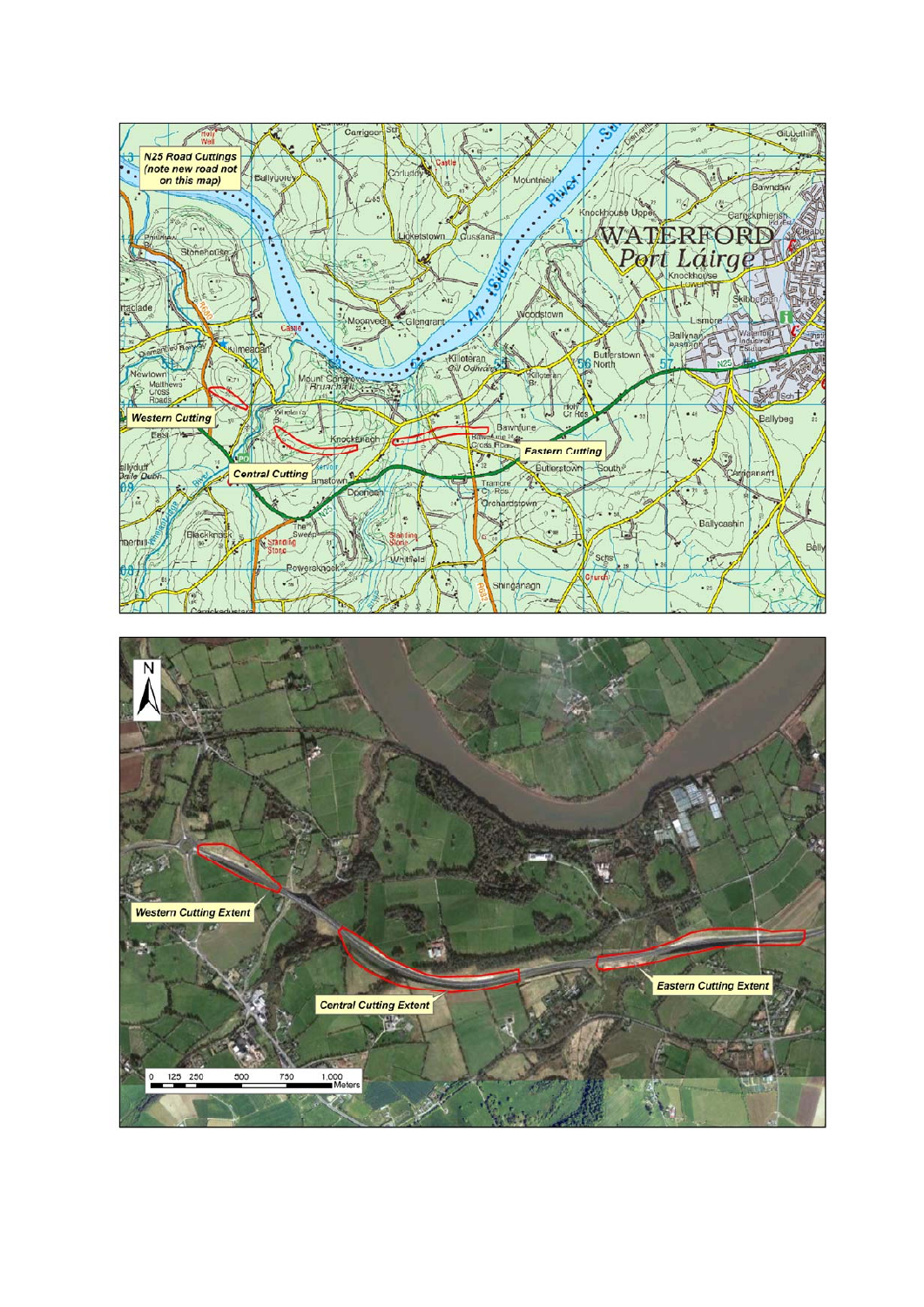N25 Road Cuttings (note new road not on this map)

Western Cutting

Central Cutting

Eastern Cutting

Western Cutting Extent

Central Cutting Extent

Eastern Cutting Extent

0 125 250 500 750 1,000 Meters